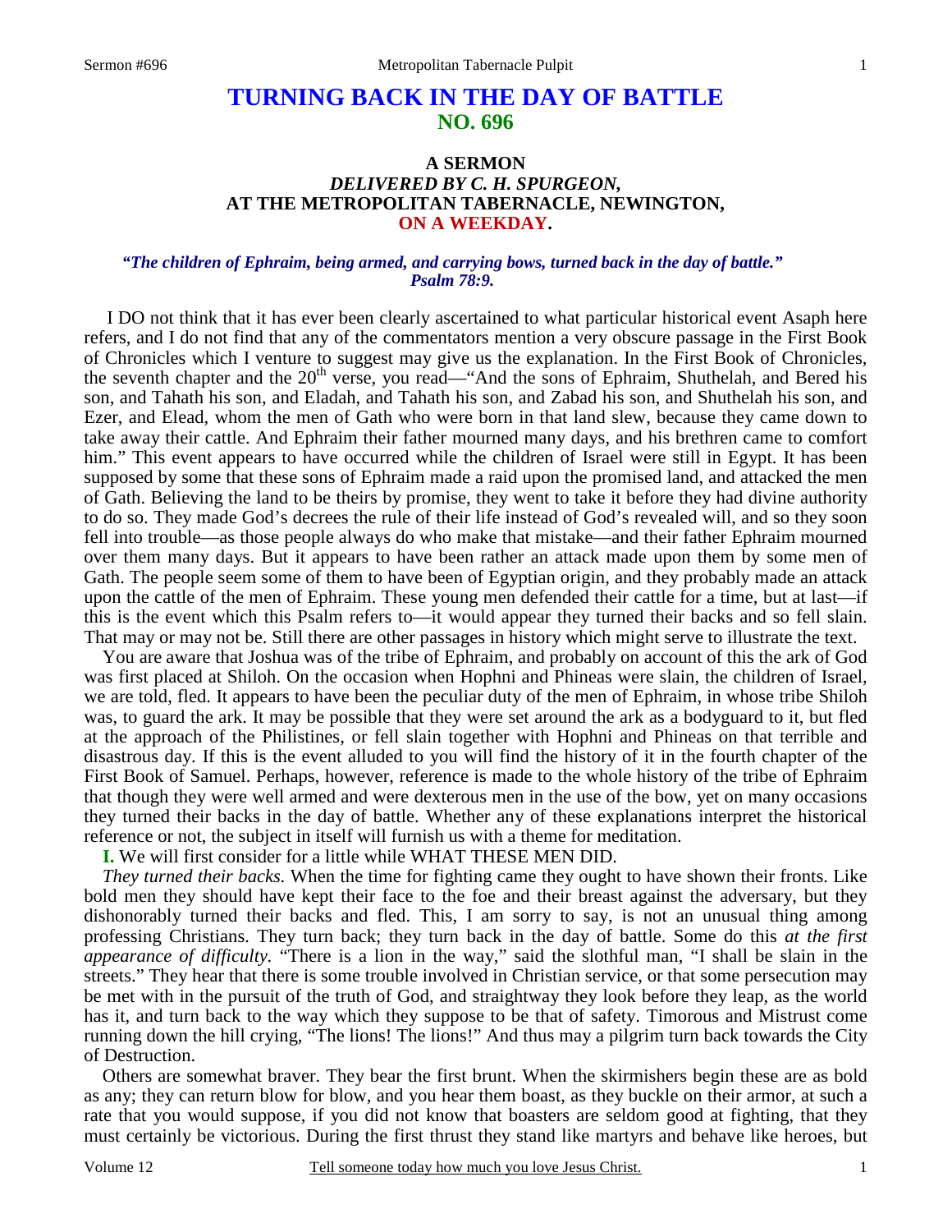# TURNING BACK IN THE DAY OF BATTLE
## NO. 696

### A SERMON
### *DELIVERED BY C. H. SPURGEON,*
### AT THE METROPOLITAN TABERNACLE, NEWINGTON,
### ON A WEEKDAY.

***"The children of Ephraim, being armed, and carrying bows, turned back in the day of battle." Psalm 78:9.***

I DO not think that it has ever been clearly ascertained to what particular historical event Asaph here refers, and I do not find that any of the commentators mention a very obscure passage in the First Book of Chronicles which I venture to suggest may give us the explanation. In the First Book of Chronicles, the seventh chapter and the 20th verse, you read—"And the sons of Ephraim, Shuthelah, and Bered his son, and Tahath his son, and Eladah, and Tahath his son, and Zabad his son, and Shuthelah his son, and Ezer, and Elead, whom the men of Gath who were born in that land slew, because they came down to take away their cattle. And Ephraim their father mourned many days, and his brethren came to comfort him." This event appears to have occurred while the children of Israel were still in Egypt. It has been supposed by some that these sons of Ephraim made a raid upon the promised land, and attacked the men of Gath. Believing the land to be theirs by promise, they went to take it before they had divine authority to do so. They made God's decrees the rule of their life instead of God's revealed will, and so they soon fell into trouble—as those people always do who make that mistake—and their father Ephraim mourned over them many days. But it appears to have been rather an attack made upon them by some men of Gath. The people seem some of them to have been of Egyptian origin, and they probably made an attack upon the cattle of the men of Ephraim. These young men defended their cattle for a time, but at last—if this is the event which this Psalm refers to—it would appear they turned their backs and so fell slain. That may or may not be. Still there are other passages in history which might serve to illustrate the text.

You are aware that Joshua was of the tribe of Ephraim, and probably on account of this the ark of God was first placed at Shiloh. On the occasion when Hophni and Phineas were slain, the children of Israel, we are told, fled. It appears to have been the peculiar duty of the men of Ephraim, in whose tribe Shiloh was, to guard the ark. It may be possible that they were set around the ark as a bodyguard to it, but fled at the approach of the Philistines, or fell slain together with Hophni and Phineas on that terrible and disastrous day. If this is the event alluded to you will find the history of it in the fourth chapter of the First Book of Samuel. Perhaps, however, reference is made to the whole history of the tribe of Ephraim that though they were well armed and were dexterous men in the use of the bow, yet on many occasions they turned their backs in the day of battle. Whether any of these explanations interpret the historical reference or not, the subject in itself will furnish us with a theme for meditation.

**I.** We will first consider for a little while WHAT THESE MEN DID.

*They turned their backs.* When the time for fighting came they ought to have shown their fronts. Like bold men they should have kept their face to the foe and their breast against the adversary, but they dishonorably turned their backs and fled. This, I am sorry to say, is not an unusual thing among professing Christians. They turn back; they turn back in the day of battle. Some do this *at the first appearance of difficulty.* "There is a lion in the way," said the slothful man, "I shall be slain in the streets." They hear that there is some trouble involved in Christian service, or that some persecution may be met with in the pursuit of the truth of God, and straightway they look before they leap, as the world has it, and turn back to the way which they suppose to be that of safety. Timorous and Mistrust come running down the hill crying, "The lions! The lions!" And thus may a pilgrim turn back towards the City of Destruction.

Others are somewhat braver. They bear the first brunt. When the skirmishers begin these are as bold as any; they can return blow for blow, and you hear them boast, as they buckle on their armor, at such a rate that you would suppose, if you did not know that boasters are seldom good at fighting, that they must certainly be victorious. During the first thrust they stand like martyrs and behave like heroes, but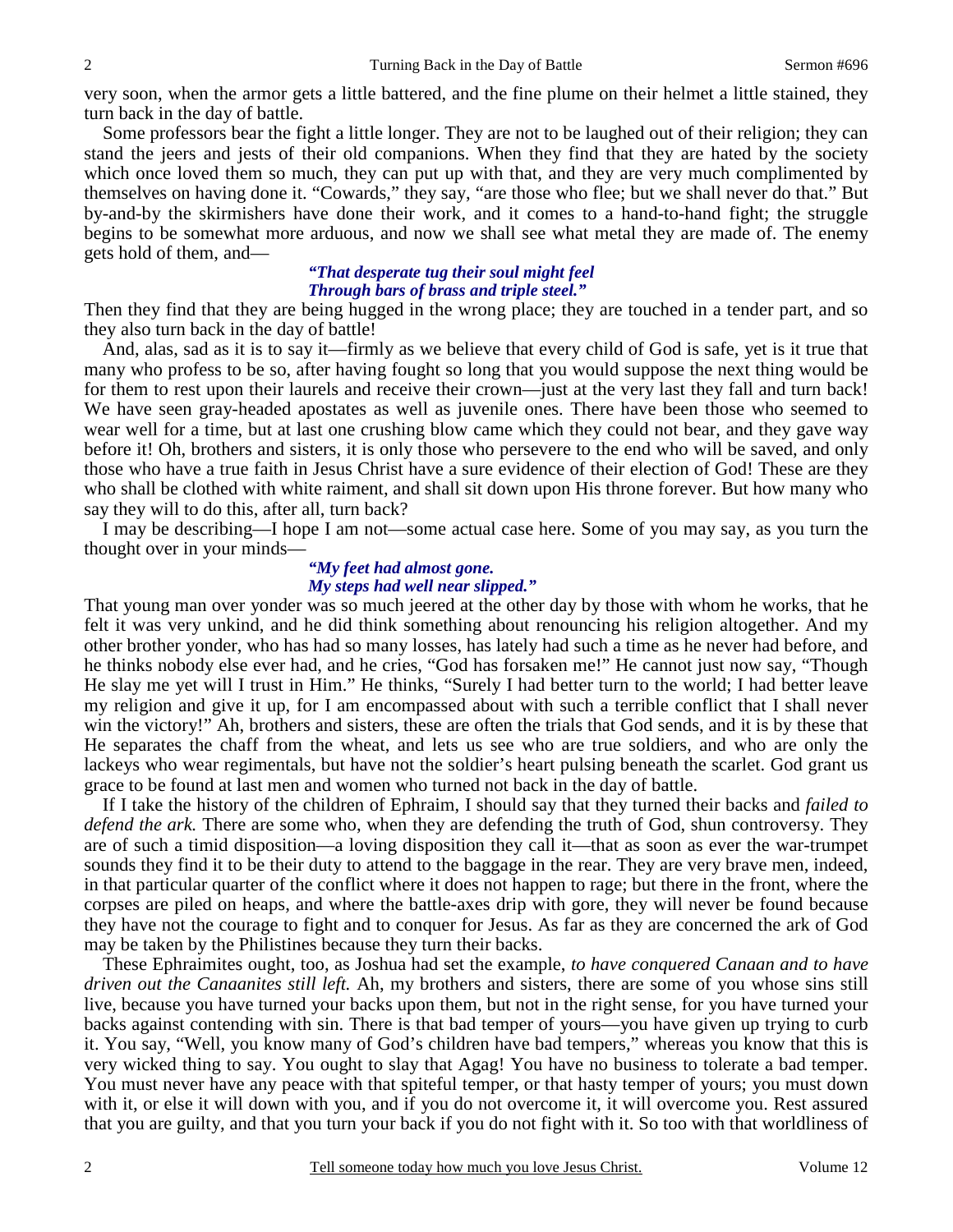very soon, when the armor gets a little battered, and the fine plume on their helmet a little stained, they turn back in the day of battle.

Some professors bear the fight a little longer. They are not to be laughed out of their religion; they can stand the jeers and jests of their old companions. When they find that they are hated by the society which once loved them so much, they can put up with that, and they are very much complimented by themselves on having done it. "Cowards," they say, "are those who flee; but we shall never do that." But by-and-by the skirmishers have done their work, and it comes to a hand-to-hand fight; the struggle begins to be somewhat more arduous, and now we shall see what metal they are made of. The enemy gets hold of them, and—

> ***"That desperate tug their soul might feel***
> ***Through bars of brass and triple steel."***

Then they find that they are being hugged in the wrong place; they are touched in a tender part, and so they also turn back in the day of battle!

And, alas, sad as it is to say it—firmly as we believe that every child of God is safe, yet is it true that many who profess to be so, after having fought so long that you would suppose the next thing would be for them to rest upon their laurels and receive their crown—just at the very last they fall and turn back! We have seen gray-headed apostates as well as juvenile ones. There have been those who seemed to wear well for a time, but at last one crushing blow came which they could not bear, and they gave way before it! Oh, brothers and sisters, it is only those who persevere to the end who will be saved, and only those who have a true faith in Jesus Christ have a sure evidence of their election of God! These are they who shall be clothed with white raiment, and shall sit down upon His throne forever. But how many who say they will to do this, after all, turn back?

I may be describing—I hope I am not—some actual case here. Some of you may say, as you turn the thought over in your minds—

> ***"My feet had almost gone.***
> ***My steps had well near slipped."***

That young man over yonder was so much jeered at the other day by those with whom he works, that he felt it was very unkind, and he did think something about renouncing his religion altogether. And my other brother yonder, who has had so many losses, has lately had such a time as he never had before, and he thinks nobody else ever had, and he cries, "God has forsaken me!" He cannot just now say, "Though He slay me yet will I trust in Him." He thinks, "Surely I had better turn to the world; I had better leave my religion and give it up, for I am encompassed about with such a terrible conflict that I shall never win the victory!" Ah, brothers and sisters, these are often the trials that God sends, and it is by these that He separates the chaff from the wheat, and lets us see who are true soldiers, and who are only the lackeys who wear regimentals, but have not the soldier's heart pulsing beneath the scarlet. God grant us grace to be found at last men and women who turned not back in the day of battle.

If I take the history of the children of Ephraim, I should say that they turned their backs and *failed to defend the ark.* There are some who, when they are defending the truth of God, shun controversy. They are of such a timid disposition—a loving disposition they call it—that as soon as ever the war-trumpet sounds they find it to be their duty to attend to the baggage in the rear. They are very brave men, indeed, in that particular quarter of the conflict where it does not happen to rage; but there in the front, where the corpses are piled on heaps, and where the battle-axes drip with gore, they will never be found because they have not the courage to fight and to conquer for Jesus. As far as they are concerned the ark of God may be taken by the Philistines because they turn their backs.

These Ephraimites ought, too, as Joshua had set the example, *to have conquered Canaan and to have driven out the Canaanites still left.* Ah, my brothers and sisters, there are some of you whose sins still live, because you have turned your backs upon them, but not in the right sense, for you have turned your backs against contending with sin. There is that bad temper of yours—you have given up trying to curb it. You say, "Well, you know many of God's children have bad tempers," whereas you know that this is very wicked thing to say. You ought to slay that Agag! You have no business to tolerate a bad temper. You must never have any peace with that spiteful temper, or that hasty temper of yours; you must down with it, or else it will down with you, and if you do not overcome it, it will overcome you. Rest assured that you are guilty, and that you turn your back if you do not fight with it. So too with that worldliness of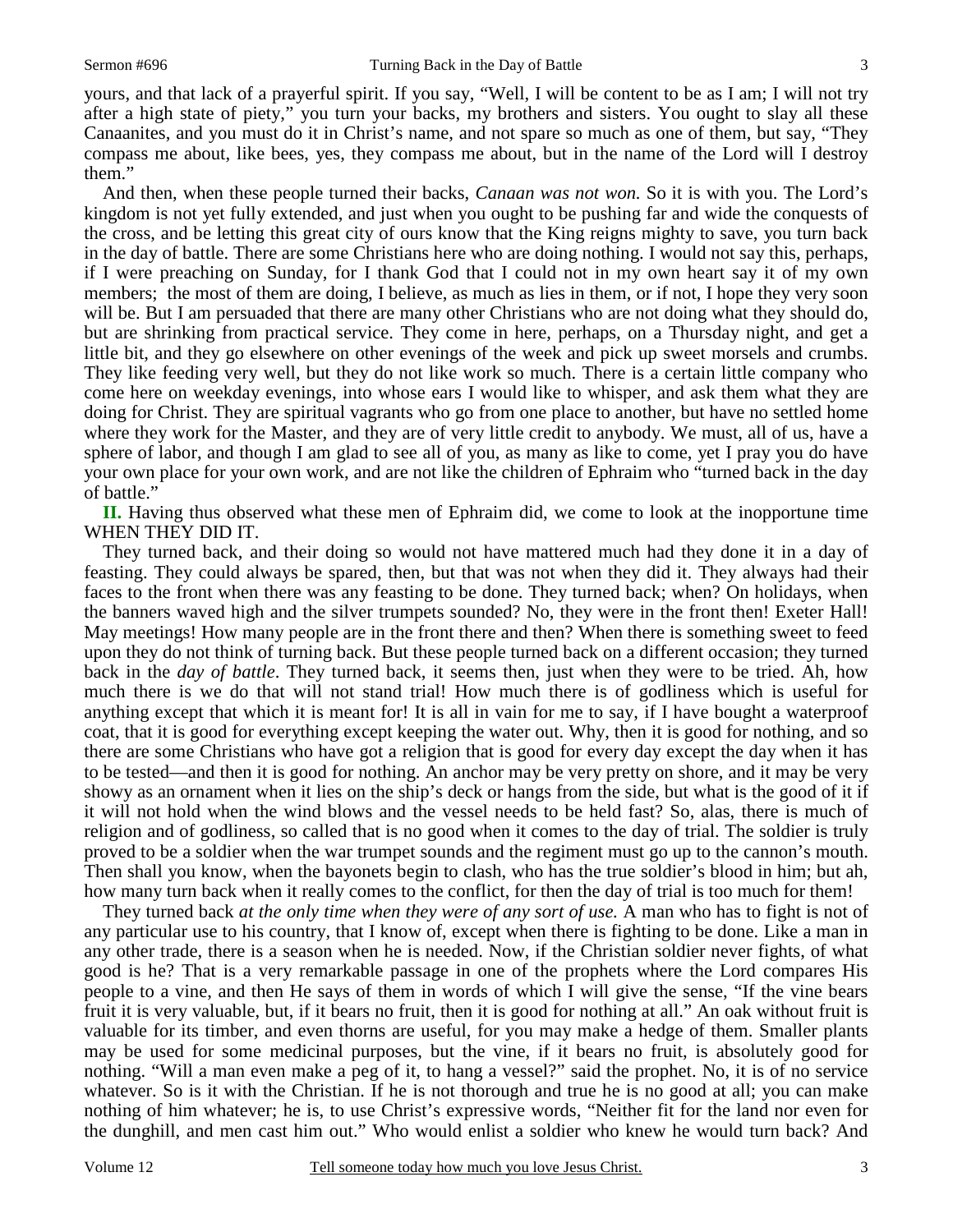yours, and that lack of a prayerful spirit. If you say, "Well, I will be content to be as I am; I will not try after a high state of piety," you turn your backs, my brothers and sisters. You ought to slay all these Canaanites, and you must do it in Christ's name, and not spare so much as one of them, but say, "They compass me about, like bees, yes, they compass me about, but in the name of the Lord will I destroy them."

And then, when these people turned their backs, *Canaan was not won.* So it is with you. The Lord's kingdom is not yet fully extended, and just when you ought to be pushing far and wide the conquests of the cross, and be letting this great city of ours know that the King reigns mighty to save, you turn back in the day of battle. There are some Christians here who are doing nothing. I would not say this, perhaps, if I were preaching on Sunday, for I thank God that I could not in my own heart say it of my own members; the most of them are doing, I believe, as much as lies in them, or if not, I hope they very soon will be. But I am persuaded that there are many other Christians who are not doing what they should do, but are shrinking from practical service. They come in here, perhaps, on a Thursday night, and get a little bit, and they go elsewhere on other evenings of the week and pick up sweet morsels and crumbs. They like feeding very well, but they do not like work so much. There is a certain little company who come here on weekday evenings, into whose ears I would like to whisper, and ask them what they are doing for Christ. They are spiritual vagrants who go from one place to another, but have no settled home where they work for the Master, and they are of very little credit to anybody. We must, all of us, have a sphere of labor, and though I am glad to see all of you, as many as like to come, yet I pray you do have your own place for your own work, and are not like the children of Ephraim who "turned back in the day of battle."

**II.** Having thus observed what these men of Ephraim did, we come to look at the inopportune time WHEN THEY DID IT.

They turned back, and their doing so would not have mattered much had they done it in a day of feasting. They could always be spared, then, but that was not when they did it. They always had their faces to the front when there was any feasting to be done. They turned back; when? On holidays, when the banners waved high and the silver trumpets sounded? No, they were in the front then! Exeter Hall! May meetings! How many people are in the front there and then? When there is something sweet to feed upon they do not think of turning back. But these people turned back on a different occasion; they turned back in the *day of battle*. They turned back, it seems then, just when they were to be tried. Ah, how much there is we do that will not stand trial! How much there is of godliness which is useful for anything except that which it is meant for! It is all in vain for me to say, if I have bought a waterproof coat, that it is good for everything except keeping the water out. Why, then it is good for nothing, and so there are some Christians who have got a religion that is good for every day except the day when it has to be tested—and then it is good for nothing. An anchor may be very pretty on shore, and it may be very showy as an ornament when it lies on the ship's deck or hangs from the side, but what is the good of it if it will not hold when the wind blows and the vessel needs to be held fast? So, alas, there is much of religion and of godliness, so called that is no good when it comes to the day of trial. The soldier is truly proved to be a soldier when the war trumpet sounds and the regiment must go up to the cannon's mouth. Then shall you know, when the bayonets begin to clash, who has the true soldier's blood in him; but ah, how many turn back when it really comes to the conflict, for then the day of trial is too much for them!

They turned back *at the only time when they were of any sort of use.* A man who has to fight is not of any particular use to his country, that I know of, except when there is fighting to be done. Like a man in any other trade, there is a season when he is needed. Now, if the Christian soldier never fights, of what good is he? That is a very remarkable passage in one of the prophets where the Lord compares His people to a vine, and then He says of them in words of which I will give the sense, "If the vine bears fruit it is very valuable, but, if it bears no fruit, then it is good for nothing at all." An oak without fruit is valuable for its timber, and even thorns are useful, for you may make a hedge of them. Smaller plants may be used for some medicinal purposes, but the vine, if it bears no fruit, is absolutely good for nothing. "Will a man even make a peg of it, to hang a vessel?" said the prophet. No, it is of no service whatever. So is it with the Christian. If he is not thorough and true he is no good at all; you can make nothing of him whatever; he is, to use Christ's expressive words, "Neither fit for the land nor even for the dunghill, and men cast him out." Who would enlist a soldier who knew he would turn back? And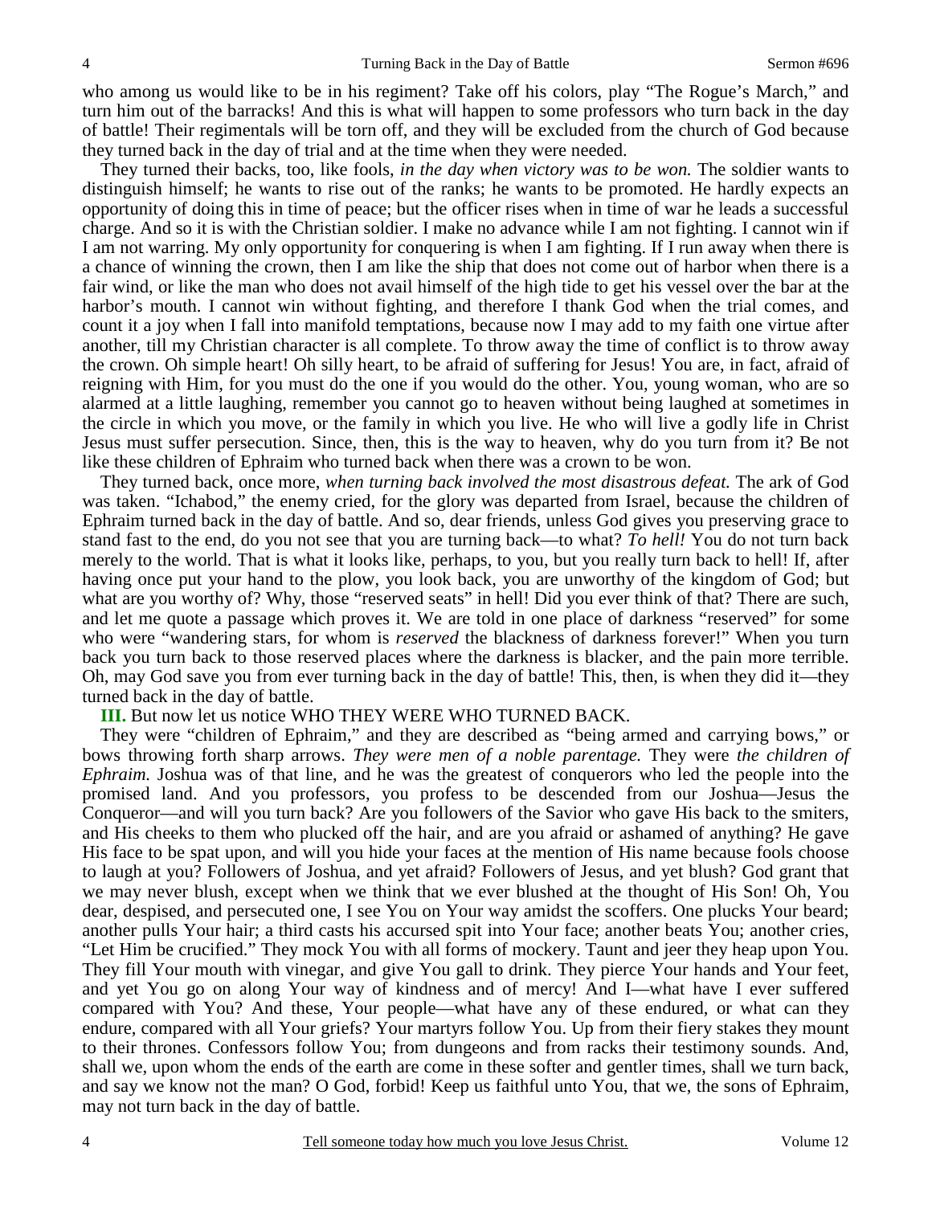who among us would like to be in his regiment? Take off his colors, play "The Rogue's March," and turn him out of the barracks! And this is what will happen to some professors who turn back in the day of battle! Their regimentals will be torn off, and they will be excluded from the church of God because they turned back in the day of trial and at the time when they were needed.

They turned their backs, too, like fools, *in the day when victory was to be won.* The soldier wants to distinguish himself; he wants to rise out of the ranks; he wants to be promoted. He hardly expects an opportunity of doing this in time of peace; but the officer rises when in time of war he leads a successful charge. And so it is with the Christian soldier. I make no advance while I am not fighting. I cannot win if I am not warring. My only opportunity for conquering is when I am fighting. If I run away when there is a chance of winning the crown, then I am like the ship that does not come out of harbor when there is a fair wind, or like the man who does not avail himself of the high tide to get his vessel over the bar at the harbor's mouth. I cannot win without fighting, and therefore I thank God when the trial comes, and count it a joy when I fall into manifold temptations, because now I may add to my faith one virtue after another, till my Christian character is all complete. To throw away the time of conflict is to throw away the crown. Oh simple heart! Oh silly heart, to be afraid of suffering for Jesus! You are, in fact, afraid of reigning with Him, for you must do the one if you would do the other. You, young woman, who are so alarmed at a little laughing, remember you cannot go to heaven without being laughed at sometimes in the circle in which you move, or the family in which you live. He who will live a godly life in Christ Jesus must suffer persecution. Since, then, this is the way to heaven, why do you turn from it? Be not like these children of Ephraim who turned back when there was a crown to be won.

They turned back, once more, *when turning back involved the most disastrous defeat.* The ark of God was taken. "Ichabod," the enemy cried, for the glory was departed from Israel, because the children of Ephraim turned back in the day of battle. And so, dear friends, unless God gives you preserving grace to stand fast to the end, do you not see that you are turning back—to what? *To hell!* You do not turn back merely to the world. That is what it looks like, perhaps, to you, but you really turn back to hell! If, after having once put your hand to the plow, you look back, you are unworthy of the kingdom of God; but what are you worthy of? Why, those "reserved seats" in hell! Did you ever think of that? There are such, and let me quote a passage which proves it. We are told in one place of darkness "reserved" for some who were "wandering stars, for whom is *reserved* the blackness of darkness forever!" When you turn back you turn back to those reserved places where the darkness is blacker, and the pain more terrible. Oh, may God save you from ever turning back in the day of battle! This, then, is when they did it—they turned back in the day of battle.

**III.** But now let us notice WHO THEY WERE WHO TURNED BACK.

They were "children of Ephraim," and they are described as "being armed and carrying bows," or bows throwing forth sharp arrows. *They were men of a noble parentage.* They were *the children of Ephraim.* Joshua was of that line, and he was the greatest of conquerors who led the people into the promised land. And you professors, you profess to be descended from our Joshua—Jesus the Conqueror—and will you turn back? Are you followers of the Savior who gave His back to the smiters, and His cheeks to them who plucked off the hair, and are you afraid or ashamed of anything? He gave His face to be spat upon, and will you hide your faces at the mention of His name because fools choose to laugh at you? Followers of Joshua, and yet afraid? Followers of Jesus, and yet blush? God grant that we may never blush, except when we think that we ever blushed at the thought of His Son! Oh, You dear, despised, and persecuted one, I see You on Your way amidst the scoffers. One plucks Your beard; another pulls Your hair; a third casts his accursed spit into Your face; another beats You; another cries, "Let Him be crucified." They mock You with all forms of mockery. Taunt and jeer they heap upon You. They fill Your mouth with vinegar, and give You gall to drink. They pierce Your hands and Your feet, and yet You go on along Your way of kindness and of mercy! And I—what have I ever suffered compared with You? And these, Your people—what have any of these endured, or what can they endure, compared with all Your griefs? Your martyrs follow You. Up from their fiery stakes they mount to their thrones. Confessors follow You; from dungeons and from racks their testimony sounds. And, shall we, upon whom the ends of the earth are come in these softer and gentler times, shall we turn back, and say we know not the man? O God, forbid! Keep us faithful unto You, that we, the sons of Ephraim, may not turn back in the day of battle.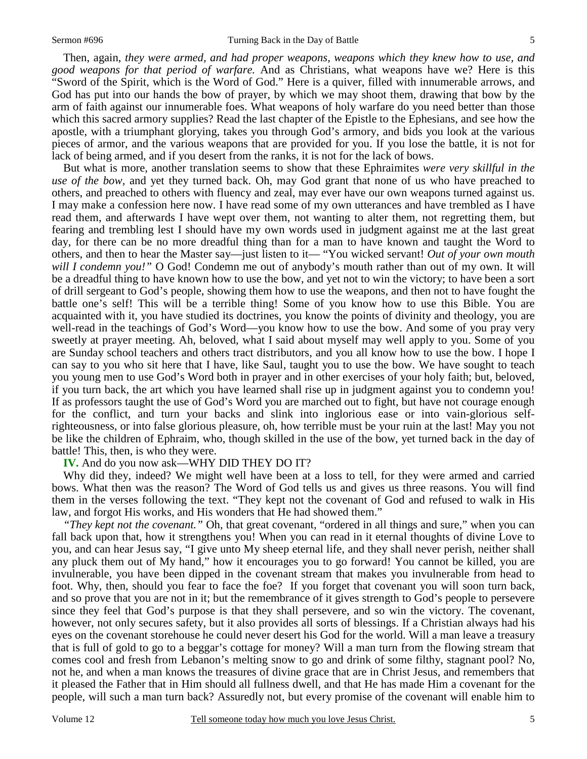Then, again, *they were armed, and had proper weapons, weapons which they knew how to use, and good weapons for that period of warfare.* And as Christians, what weapons have we? Here is this "Sword of the Spirit, which is the Word of God." Here is a quiver, filled with innumerable arrows, and God has put into our hands the bow of prayer, by which we may shoot them, drawing that bow by the arm of faith against our innumerable foes. What weapons of holy warfare do you need better than those which this sacred armory supplies? Read the last chapter of the Epistle to the Ephesians, and see how the apostle, with a triumphant glorying, takes you through God's armory, and bids you look at the various pieces of armor, and the various weapons that are provided for you. If you lose the battle, it is not for lack of being armed, and if you desert from the ranks, it is not for the lack of bows.

But what is more, another translation seems to show that these Ephraimites *were very skillful in the use of the bow,* and yet they turned back. Oh, may God grant that none of us who have preached to others, and preached to others with fluency and zeal, may ever have our own weapons turned against us. I may make a confession here now. I have read some of my own utterances and have trembled as I have read them, and afterwards I have wept over them, not wanting to alter them, not regretting them, but fearing and trembling lest I should have my own words used in judgment against me at the last great day, for there can be no more dreadful thing than for a man to have known and taught the Word to others, and then to hear the Master say—just listen to it— "You wicked servant! *Out of your own mouth will I condemn you!"* O God! Condemn me out of anybody's mouth rather than out of my own. It will be a dreadful thing to have known how to use the bow, and yet not to win the victory; to have been a sort of drill sergeant to God's people, showing them how to use the weapons, and then not to have fought the battle one's self! This will be a terrible thing! Some of you know how to use this Bible. You are acquainted with it, you have studied its doctrines, you know the points of divinity and theology, you are well-read in the teachings of God's Word—you know how to use the bow. And some of you pray very sweetly at prayer meeting. Ah, beloved, what I said about myself may well apply to you. Some of you are Sunday school teachers and others tract distributors, and you all know how to use the bow. I hope I can say to you who sit here that I have, like Saul, taught you to use the bow. We have sought to teach you young men to use God's Word both in prayer and in other exercises of your holy faith; but, beloved, if you turn back, the art which you have learned shall rise up in judgment against you to condemn you! If as professors taught the use of God's Word you are marched out to fight, but have not courage enough for the conflict, and turn your backs and slink into inglorious ease or into vain-glorious self-righteousness, or into false glorious pleasure, oh, how terrible must be your ruin at the last! May you not be like the children of Ephraim, who, though skilled in the use of the bow, yet turned back in the day of battle! This, then, is who they were.

**IV.** And do you now ask—WHY DID THEY DO IT?

Why did they, indeed? We might well have been at a loss to tell, for they were armed and carried bows. What then was the reason? The Word of God tells us and gives us three reasons. You will find them in the verses following the text. "They kept not the covenant of God and refused to walk in His law, and forgot His works, and His wonders that He had showed them."

*"They kept not the covenant."* Oh, that great covenant, "ordered in all things and sure," when you can fall back upon that, how it strengthens you! When you can read in it eternal thoughts of divine Love to you, and can hear Jesus say, "I give unto My sheep eternal life, and they shall never perish, neither shall any pluck them out of My hand," how it encourages you to go forward! You cannot be killed, you are invulnerable, you have been dipped in the covenant stream that makes you invulnerable from head to foot. Why, then, should you fear to face the foe? If you forget that covenant you will soon turn back, and so prove that you are not in it; but the remembrance of it gives strength to God's people to persevere since they feel that God's purpose is that they shall persevere, and so win the victory. The covenant, however, not only secures safety, but it also provides all sorts of blessings. If a Christian always had his eyes on the covenant storehouse he could never desert his God for the world. Will a man leave a treasury that is full of gold to go to a beggar's cottage for money? Will a man turn from the flowing stream that comes cool and fresh from Lebanon's melting snow to go and drink of some filthy, stagnant pool? No, not he, and when a man knows the treasures of divine grace that are in Christ Jesus, and remembers that it pleased the Father that in Him should all fullness dwell, and that He has made Him a covenant for the people, will such a man turn back? Assuredly not, but every promise of the covenant will enable him to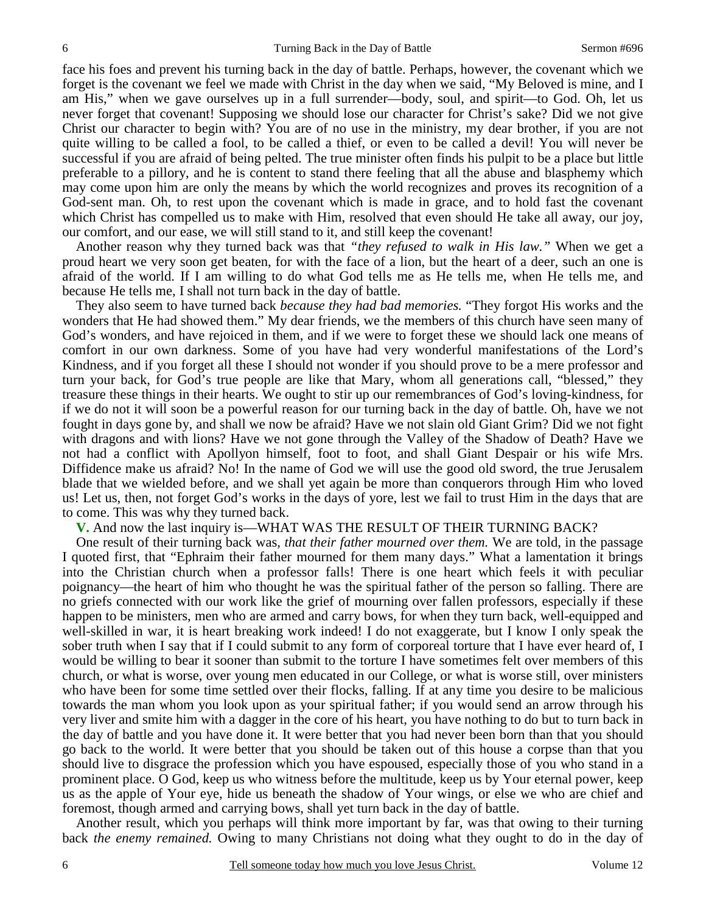face his foes and prevent his turning back in the day of battle. Perhaps, however, the covenant which we forget is the covenant we feel we made with Christ in the day when we said, "My Beloved is mine, and I am His," when we gave ourselves up in a full surrender—body, soul, and spirit—to God. Oh, let us never forget that covenant! Supposing we should lose our character for Christ's sake? Did we not give Christ our character to begin with? You are of no use in the ministry, my dear brother, if you are not quite willing to be called a fool, to be called a thief, or even to be called a devil! You will never be successful if you are afraid of being pelted. The true minister often finds his pulpit to be a place but little preferable to a pillory, and he is content to stand there feeling that all the abuse and blasphemy which may come upon him are only the means by which the world recognizes and proves its recognition of a God-sent man. Oh, to rest upon the covenant which is made in grace, and to hold fast the covenant which Christ has compelled us to make with Him, resolved that even should He take all away, our joy, our comfort, and our ease, we will still stand to it, and still keep the covenant!

Another reason why they turned back was that *"they refused to walk in His law."* When we get a proud heart we very soon get beaten, for with the face of a lion, but the heart of a deer, such an one is afraid of the world. If I am willing to do what God tells me as He tells me, when He tells me, and because He tells me, I shall not turn back in the day of battle.

They also seem to have turned back *because they had bad memories.* "They forgot His works and the wonders that He had showed them." My dear friends, we the members of this church have seen many of God's wonders, and have rejoiced in them, and if we were to forget these we should lack one means of comfort in our own darkness. Some of you have had very wonderful manifestations of the Lord's Kindness, and if you forget all these I should not wonder if you should prove to be a mere professor and turn your back, for God's true people are like that Mary, whom all generations call, "blessed," they treasure these things in their hearts. We ought to stir up our remembrances of God's loving-kindness, for if we do not it will soon be a powerful reason for our turning back in the day of battle. Oh, have we not fought in days gone by, and shall we now be afraid? Have we not slain old Giant Grim? Did we not fight with dragons and with lions? Have we not gone through the Valley of the Shadow of Death? Have we not had a conflict with Apollyon himself, foot to foot, and shall Giant Despair or his wife Mrs. Diffidence make us afraid? No! In the name of God we will use the good old sword, the true Jerusalem blade that we wielded before, and we shall yet again be more than conquerors through Him who loved us! Let us, then, not forget God's works in the days of yore, lest we fail to trust Him in the days that are to come. This was why they turned back.

**V.** And now the last inquiry is—WHAT WAS THE RESULT OF THEIR TURNING BACK?

One result of their turning back was, *that their father mourned over them.* We are told, in the passage I quoted first, that "Ephraim their father mourned for them many days." What a lamentation it brings into the Christian church when a professor falls! There is one heart which feels it with peculiar poignancy—the heart of him who thought he was the spiritual father of the person so falling. There are no griefs connected with our work like the grief of mourning over fallen professors, especially if these happen to be ministers, men who are armed and carry bows, for when they turn back, well-equipped and well-skilled in war, it is heart breaking work indeed! I do not exaggerate, but I know I only speak the sober truth when I say that if I could submit to any form of corporeal torture that I have ever heard of, I would be willing to bear it sooner than submit to the torture I have sometimes felt over members of this church, or what is worse, over young men educated in our College, or what is worse still, over ministers who have been for some time settled over their flocks, falling. If at any time you desire to be malicious towards the man whom you look upon as your spiritual father; if you would send an arrow through his very liver and smite him with a dagger in the core of his heart, you have nothing to do but to turn back in the day of battle and you have done it. It were better that you had never been born than that you should go back to the world. It were better that you should be taken out of this house a corpse than that you should live to disgrace the profession which you have espoused, especially those of you who stand in a prominent place. O God, keep us who witness before the multitude, keep us by Your eternal power, keep us as the apple of Your eye, hide us beneath the shadow of Your wings, or else we who are chief and foremost, though armed and carrying bows, shall yet turn back in the day of battle.

Another result, which you perhaps will think more important by far, was that owing to their turning back *the enemy remained.* Owing to many Christians not doing what they ought to do in the day of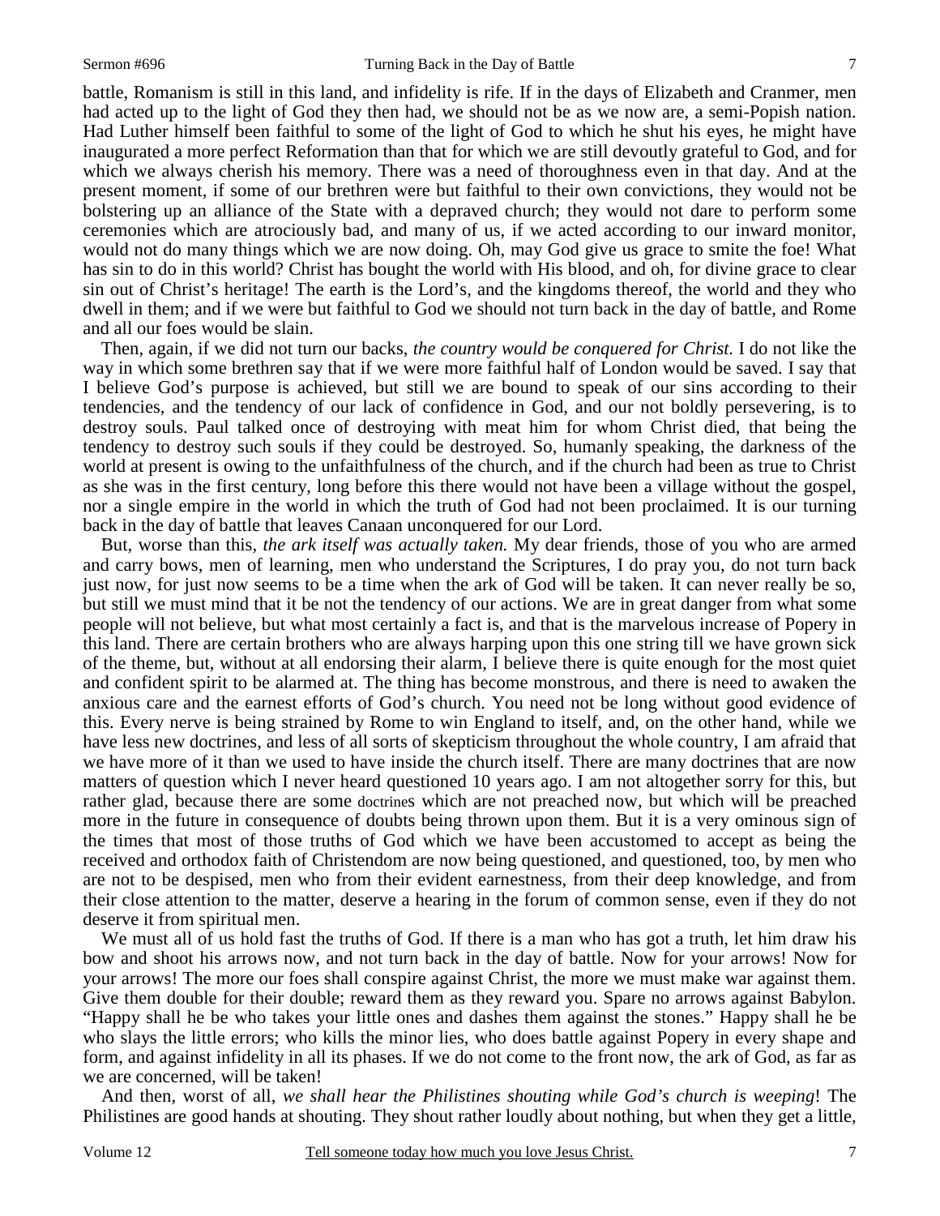battle, Romanism is still in this land, and infidelity is rife. If in the days of Elizabeth and Cranmer, men had acted up to the light of God they then had, we should not be as we now are, a semi-Popish nation. Had Luther himself been faithful to some of the light of God to which he shut his eyes, he might have inaugurated a more perfect Reformation than that for which we are still devoutly grateful to God, and for which we always cherish his memory. There was a need of thoroughness even in that day. And at the present moment, if some of our brethren were but faithful to their own convictions, they would not be bolstering up an alliance of the State with a depraved church; they would not dare to perform some ceremonies which are atrociously bad, and many of us, if we acted according to our inward monitor, would not do many things which we are now doing. Oh, may God give us grace to smite the foe! What has sin to do in this world? Christ has bought the world with His blood, and oh, for divine grace to clear sin out of Christ's heritage! The earth is the Lord's, and the kingdoms thereof, the world and they who dwell in them; and if we were but faithful to God we should not turn back in the day of battle, and Rome and all our foes would be slain.

Then, again, if we did not turn our backs, *the country would be conquered for Christ.* I do not like the way in which some brethren say that if we were more faithful half of London would be saved. I say that I believe God's purpose is achieved, but still we are bound to speak of our sins according to their tendencies, and the tendency of our lack of confidence in God, and our not boldly persevering, is to destroy souls. Paul talked once of destroying with meat him for whom Christ died, that being the tendency to destroy such souls if they could be destroyed. So, humanly speaking, the darkness of the world at present is owing to the unfaithfulness of the church, and if the church had been as true to Christ as she was in the first century, long before this there would not have been a village without the gospel, nor a single empire in the world in which the truth of God had not been proclaimed. It is our turning back in the day of battle that leaves Canaan unconquered for our Lord.

But, worse than this, *the ark itself was actually taken.* My dear friends, those of you who are armed and carry bows, men of learning, men who understand the Scriptures, I do pray you, do not turn back just now, for just now seems to be a time when the ark of God will be taken. It can never really be so, but still we must mind that it be not the tendency of our actions. We are in great danger from what some people will not believe, but what most certainly a fact is, and that is the marvelous increase of Popery in this land. There are certain brothers who are always harping upon this one string till we have grown sick of the theme, but, without at all endorsing their alarm, I believe there is quite enough for the most quiet and confident spirit to be alarmed at. The thing has become monstrous, and there is need to awaken the anxious care and the earnest efforts of God's church. You need not be long without good evidence of this. Every nerve is being strained by Rome to win England to itself, and, on the other hand, while we have less new doctrines, and less of all sorts of skepticism throughout the whole country, I am afraid that we have more of it than we used to have inside the church itself. There are many doctrines that are now matters of question which I never heard questioned 10 years ago. I am not altogether sorry for this, but rather glad, because there are some doctrines which are not preached now, but which will be preached more in the future in consequence of doubts being thrown upon them. But it is a very ominous sign of the times that most of those truths of God which we have been accustomed to accept as being the received and orthodox faith of Christendom are now being questioned, and questioned, too, by men who are not to be despised, men who from their evident earnestness, from their deep knowledge, and from their close attention to the matter, deserve a hearing in the forum of common sense, even if they do not deserve it from spiritual men.

We must all of us hold fast the truths of God. If there is a man who has got a truth, let him draw his bow and shoot his arrows now, and not turn back in the day of battle. Now for your arrows! Now for your arrows! The more our foes shall conspire against Christ, the more we must make war against them. Give them double for their double; reward them as they reward you. Spare no arrows against Babylon. "Happy shall he be who takes your little ones and dashes them against the stones." Happy shall he be who slays the little errors; who kills the minor lies, who does battle against Popery in every shape and form, and against infidelity in all its phases. If we do not come to the front now, the ark of God, as far as we are concerned, will be taken!

And then, worst of all, *we shall hear the Philistines shouting while God's church is weeping*! The Philistines are good hands at shouting. They shout rather loudly about nothing, but when they get a little,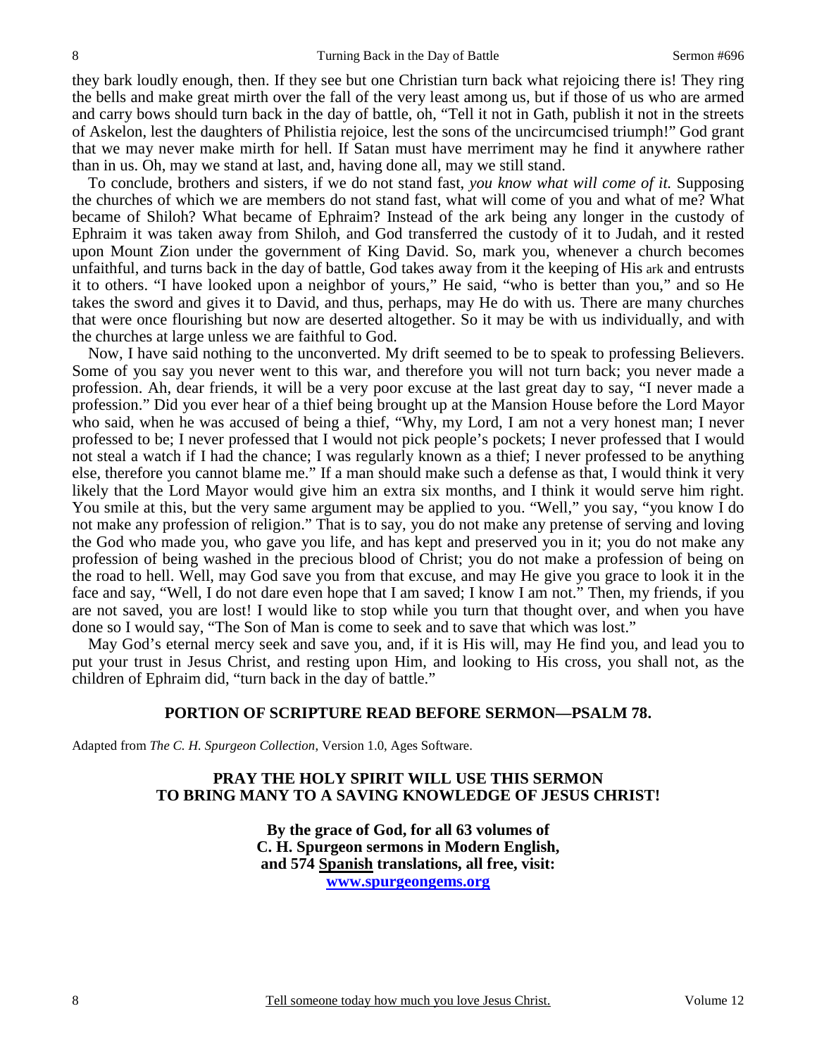they bark loudly enough, then. If they see but one Christian turn back what rejoicing there is! They ring the bells and make great mirth over the fall of the very least among us, but if those of us who are armed and carry bows should turn back in the day of battle, oh, "Tell it not in Gath, publish it not in the streets of Askelon, lest the daughters of Philistia rejoice, lest the sons of the uncircumcised triumph!" God grant that we may never make mirth for hell. If Satan must have merriment may he find it anywhere rather than in us. Oh, may we stand at last, and, having done all, may we still stand.

To conclude, brothers and sisters, if we do not stand fast, *you know what will come of it.* Supposing the churches of which we are members do not stand fast, what will come of you and what of me? What became of Shiloh? What became of Ephraim? Instead of the ark being any longer in the custody of Ephraim it was taken away from Shiloh, and God transferred the custody of it to Judah, and it rested upon Mount Zion under the government of King David. So, mark you, whenever a church becomes unfaithful, and turns back in the day of battle, God takes away from it the keeping of His ark and entrusts it to others. "I have looked upon a neighbor of yours," He said, "who is better than you," and so He takes the sword and gives it to David, and thus, perhaps, may He do with us. There are many churches that were once flourishing but now are deserted altogether. So it may be with us individually, and with the churches at large unless we are faithful to God.

Now, I have said nothing to the unconverted. My drift seemed to be to speak to professing Believers. Some of you say you never went to this war, and therefore you will not turn back; you never made a profession. Ah, dear friends, it will be a very poor excuse at the last great day to say, "I never made a profession." Did you ever hear of a thief being brought up at the Mansion House before the Lord Mayor who said, when he was accused of being a thief, "Why, my Lord, I am not a very honest man; I never professed to be; I never professed that I would not pick people's pockets; I never professed that I would not steal a watch if I had the chance; I was regularly known as a thief; I never professed to be anything else, therefore you cannot blame me." If a man should make such a defense as that, I would think it very likely that the Lord Mayor would give him an extra six months, and I think it would serve him right. You smile at this, but the very same argument may be applied to you. "Well," you say, "you know I do not make any profession of religion." That is to say, you do not make any pretense of serving and loving the God who made you, who gave you life, and has kept and preserved you in it; you do not make any profession of being washed in the precious blood of Christ; you do not make a profession of being on the road to hell. Well, may God save you from that excuse, and may He give you grace to look it in the face and say, "Well, I do not dare even hope that I am saved; I know I am not." Then, my friends, if you are not saved, you are lost! I would like to stop while you turn that thought over, and when you have done so I would say, "The Son of Man is come to seek and to save that which was lost."

May God's eternal mercy seek and save you, and, if it is His will, may He find you, and lead you to put your trust in Jesus Christ, and resting upon Him, and looking to His cross, you shall not, as the children of Ephraim did, "turn back in the day of battle."

**PORTION OF SCRIPTURE READ BEFORE SERMON—PSALM 78.**

Adapted from *The C. H. Spurgeon Collection*, Version 1.0, Ages Software.

**PRAY THE HOLY SPIRIT WILL USE THIS SERMON TO BRING MANY TO A SAVING KNOWLEDGE OF JESUS CHRIST!**

**By the grace of God, for all 63 volumes of C. H. Spurgeon sermons in Modern English, and 574 Spanish translations, all free, visit: www.spurgeongems.org**

Tell someone today how much you love Jesus Christ.